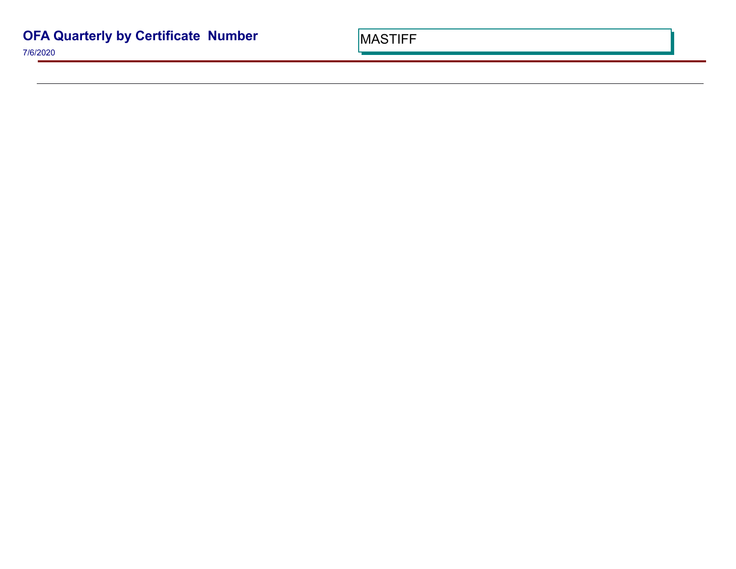# OFA Quarterly by Certificate Number

7/6/2020

MASTIFF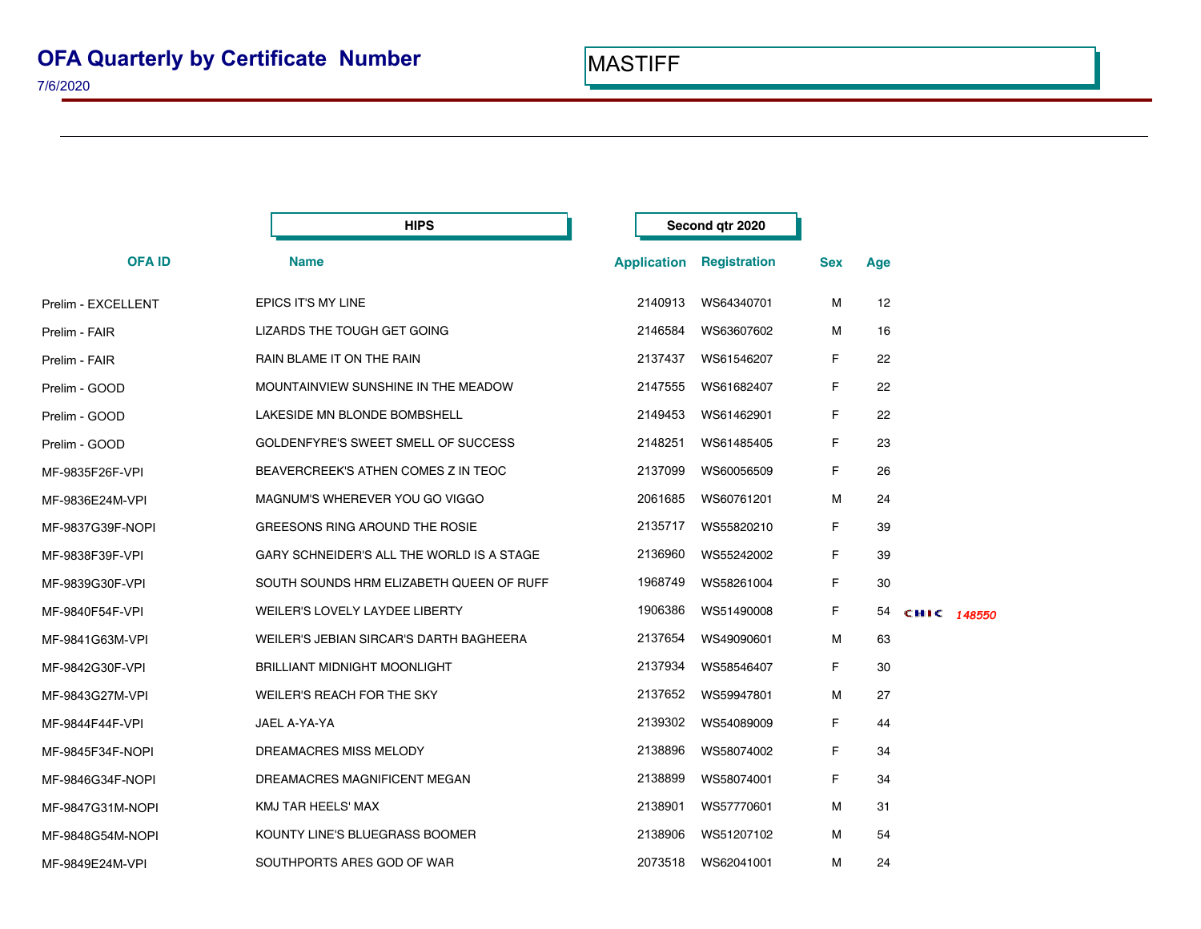# OFA Quarterly by Certificate Number

7/6/2020

MASTIFF

| OFA ID | Name | Application | Registration | Sex | Age | |
|---|---|---|---|---|---|---|
| | **HIPS** | **Second qtr 2020** | | | | |
| Prelim - EXCELLENT | EPICS IT'S MY LINE | 2140913 | WS64340701 | M | 12 | |
| Prelim - FAIR | LIZARDS THE TOUGH GET GOING | 2146584 | WS63607602 | M | 16 | |
| Prelim - FAIR | RAIN BLAME IT ON THE RAIN | 2137437 | WS61546207 | F | 22 | |
| Prelim - GOOD | MOUNTAINVIEW SUNSHINE IN THE MEADOW | 2147555 | WS61682407 | F | 22 | |
| Prelim - GOOD | LAKESIDE MN BLONDE BOMBSHELL | 2149453 | WS61462901 | F | 22 | |
| Prelim - GOOD | GOLDENFYRE'S SWEET SMELL OF SUCCESS | 2148251 | WS61485405 | F | 23 | |
| MF-9835F26F-VPI | BEAVERCREEK'S ATHEN COMES Z IN TEOC | 2137099 | WS60056509 | F | 26 | |
| MF-9836E24M-VPI | MAGNUM'S WHEREVER YOU GO VIGGO | 2061685 | WS60761201 | M | 24 | |
| MF-9837G39F-NOPI | GREESONS RING AROUND THE ROSIE | 2135717 | WS55820210 | F | 39 | |
| MF-9838F39F-VPI | GARY SCHNEIDER'S ALL THE WORLD IS A STAGE | 2136960 | WS55242002 | F | 39 | |
| MF-9839G30F-VPI | SOUTH SOUNDS HRM ELIZABETH QUEEN OF RUFF | 1968749 | WS58261004 | F | 30 | |
| MF-9840F54F-VPI | WEILER'S LOVELY LAYDEE LIBERTY | 1906386 | WS51490008 | F | 54 | CHIC 148550 |
| MF-9841G63M-VPI | WEILER'S JEBIAN SIRCAR'S DARTH BAGHEERA | 2137654 | WS49090601 | M | 63 | |
| MF-9842G30F-VPI | BRILLIANT MIDNIGHT MOONLIGHT | 2137934 | WS58546407 | F | 30 | |
| MF-9843G27M-VPI | WEILER'S REACH FOR THE SKY | 2137652 | WS59947801 | M | 27 | |
| MF-9844F44F-VPI | JAEL A-YA-YA | 2139302 | WS54089009 | F | 44 | |
| MF-9845F34F-NOPI | DREAMACRES MISS MELODY | 2138896 | WS58074002 | F | 34 | |
| MF-9846G34F-NOPI | DREAMACRES MAGNIFICENT MEGAN | 2138899 | WS58074001 | F | 34 | |
| MF-9847G31M-NOPI | KMJ TAR HEELS' MAX | 2138901 | WS57770601 | M | 31 | |
| MF-9848G54M-NOPI | KOUNTY LINE'S BLUEGRASS BOOMER | 2138906 | WS51207102 | M | 54 | |
| MF-9849E24M-VPI | SOUTHPORTS ARES GOD OF WAR | 2073518 | WS62041001 | M | 24 | |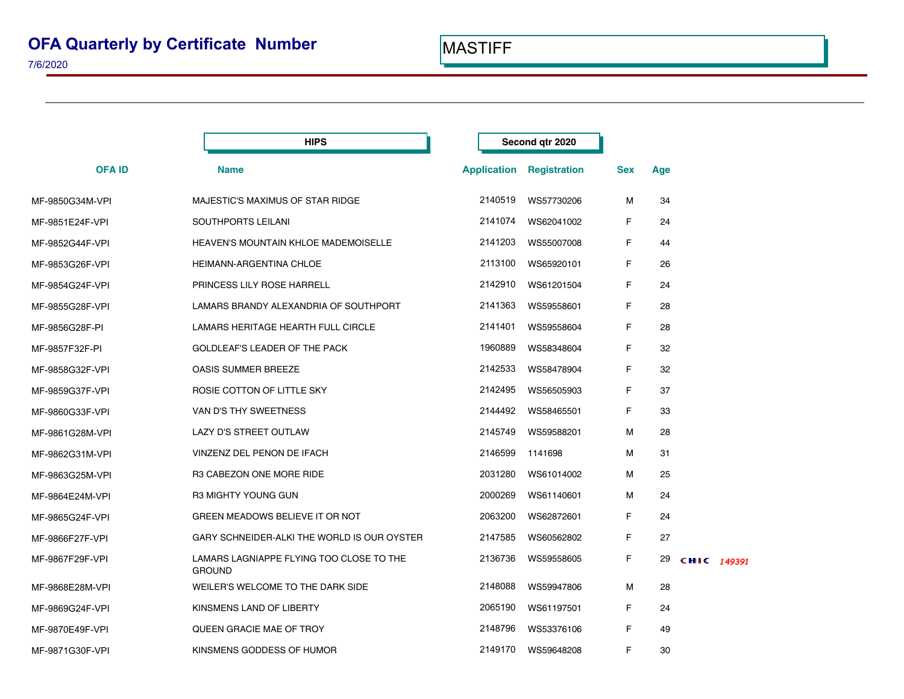# OFA Quarterly by Certificate Number

7/6/2020

MASTIFF

**HIPS** — **Second qtr 2020**

| OFA ID | Name | Application | Registration | Sex | Age | |
|---|---|---|---|---|---|---|
| MF-9850G34M-VPI | MAJESTIC'S MAXIMUS OF STAR RIDGE | 2140519 | WS57730206 | M | 34 | |
| MF-9851E24F-VPI | SOUTHPORTS LEILANI | 2141074 | WS62041002 | F | 24 | |
| MF-9852G44F-VPI | HEAVEN'S MOUNTAIN KHLOE MADEMOISELLE | 2141203 | WS55007008 | F | 44 | |
| MF-9853G26F-VPI | HEIMANN-ARGENTINA CHLOE | 2113100 | WS65920101 | F | 26 | |
| MF-9854G24F-VPI | PRINCESS LILY ROSE HARRELL | 2142910 | WS61201504 | F | 24 | |
| MF-9855G28F-VPI | LAMARS BRANDY ALEXANDRIA OF SOUTHPORT | 2141363 | WS59558601 | F | 28 | |
| MF-9856G28F-PI | LAMARS HERITAGE HEARTH FULL CIRCLE | 2141401 | WS59558604 | F | 28 | |
| MF-9857F32F-PI | GOLDLEAF'S LEADER OF THE PACK | 1960889 | WS58348604 | F | 32 | |
| MF-9858G32F-VPI | OASIS SUMMER BREEZE | 2142533 | WS58478904 | F | 32 | |
| MF-9859G37F-VPI | ROSIE COTTON OF LITTLE SKY | 2142495 | WS56505903 | F | 37 | |
| MF-9860G33F-VPI | VAN D'S THY SWEETNESS | 2144492 | WS58465501 | F | 33 | |
| MF-9861G28M-VPI | LAZY D'S STREET OUTLAW | 2145749 | WS59588201 | M | 28 | |
| MF-9862G31M-VPI | VINZENZ DEL PENON DE IFACH | 2146599 | 1141698 | M | 31 | |
| MF-9863G25M-VPI | R3 CABEZON ONE MORE RIDE | 2031280 | WS61014002 | M | 25 | |
| MF-9864E24M-VPI | R3 MIGHTY YOUNG GUN | 2000269 | WS61140601 | M | 24 | |
| MF-9865G24F-VPI | GREEN MEADOWS BELIEVE IT OR NOT | 2063200 | WS62872601 | F | 24 | |
| MF-9866F27F-VPI | GARY SCHNEIDER-ALKI THE WORLD IS OUR OYSTER | 2147585 | WS60562802 | F | 27 | |
| MF-9867F29F-VPI | LAMARS LAGNIAPPE FLYING TOO CLOSE TO THE GROUND | 2136736 | WS59558605 | F | 29 | CHIC 149391 |
| MF-9868E28M-VPI | WEILER'S WELCOME TO THE DARK SIDE | 2148088 | WS59947806 | M | 28 | |
| MF-9869G24F-VPI | KINSMENS LAND OF LIBERTY | 2065190 | WS61197501 | F | 24 | |
| MF-9870E49F-VPI | QUEEN GRACIE MAE OF TROY | 2148796 | WS53376106 | F | 49 | |
| MF-9871G30F-VPI | KINSMENS GODDESS OF HUMOR | 2149170 | WS59648208 | F | 30 | |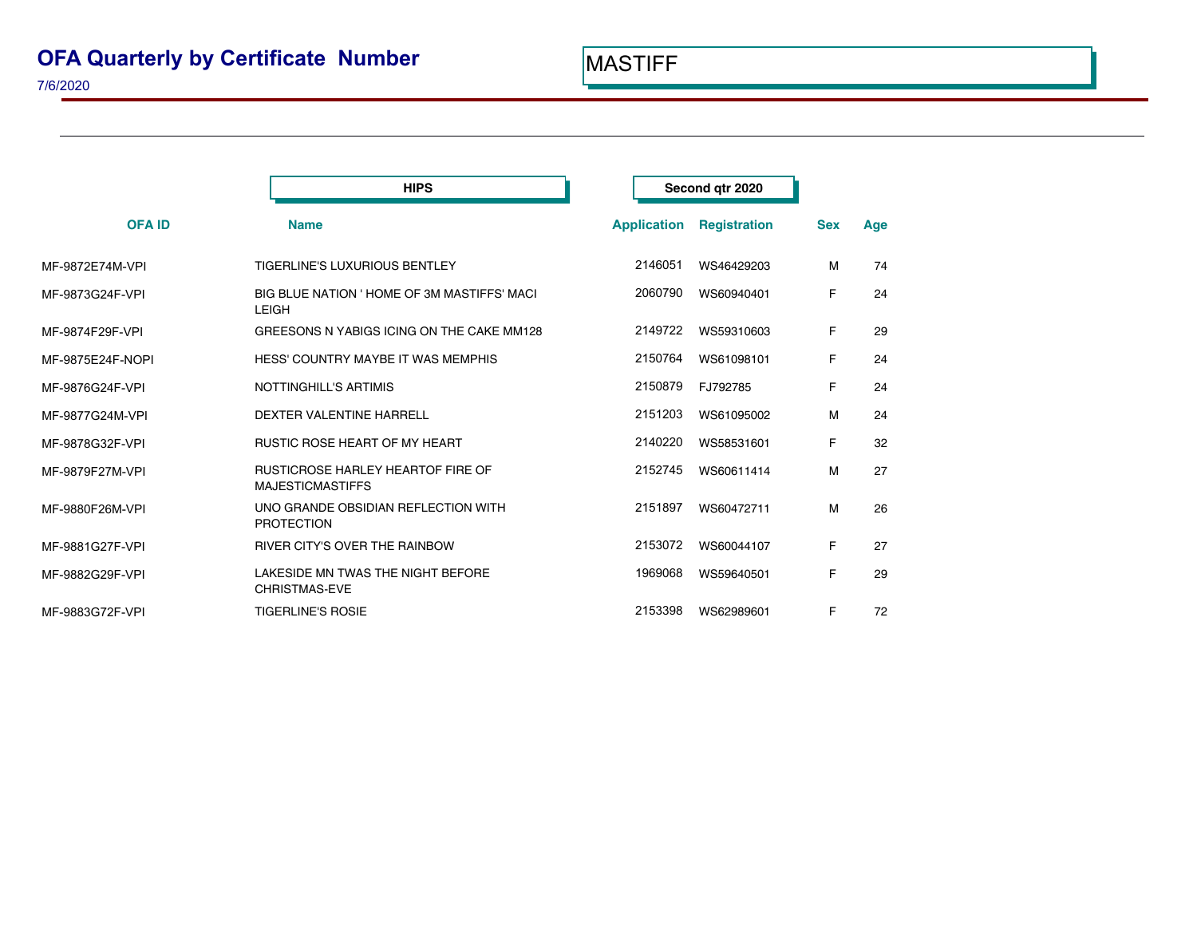# OFA Quarterly by Certificate Number

7/6/2020

MASTIFF

| OFA ID | Name | Application | Registration | Sex | Age |
|---|---|---|---|---|---|
| | **HIPS** | **Second qtr 2020** | | | |
| MF-9872E74M-VPI | TIGERLINE'S LUXURIOUS BENTLEY | 2146051 | WS46429203 | M | 74 |
| MF-9873G24F-VPI | BIG BLUE NATION ' HOME OF 3M MASTIFFS' MACI LEIGH | 2060790 | WS60940401 | F | 24 |
| MF-9874F29F-VPI | GREESONS N YABIGS ICING ON THE CAKE MM128 | 2149722 | WS59310603 | F | 29 |
| MF-9875E24F-NOPI | HESS' COUNTRY MAYBE IT WAS MEMPHIS | 2150764 | WS61098101 | F | 24 |
| MF-9876G24F-VPI | NOTTINGHILL'S ARTIMIS | 2150879 | FJ792785 | F | 24 |
| MF-9877G24M-VPI | DEXTER VALENTINE HARRELL | 2151203 | WS61095002 | M | 24 |
| MF-9878G32F-VPI | RUSTIC ROSE HEART OF MY HEART | 2140220 | WS58531601 | F | 32 |
| MF-9879F27M-VPI | RUSTICROSE HARLEY HEARTOF FIRE OF MAJESTICMASTIFFS | 2152745 | WS60611414 | M | 27 |
| MF-9880F26M-VPI | UNO GRANDE OBSIDIAN REFLECTION WITH PROTECTION | 2151897 | WS60472711 | M | 26 |
| MF-9881G27F-VPI | RIVER CITY'S OVER THE RAINBOW | 2153072 | WS60044107 | F | 27 |
| MF-9882G29F-VPI | LAKESIDE MN TWAS THE NIGHT BEFORE CHRISTMAS-EVE | 1969068 | WS59640501 | F | 29 |
| MF-9883G72F-VPI | TIGERLINE'S ROSIE | 2153398 | WS62989601 | F | 72 |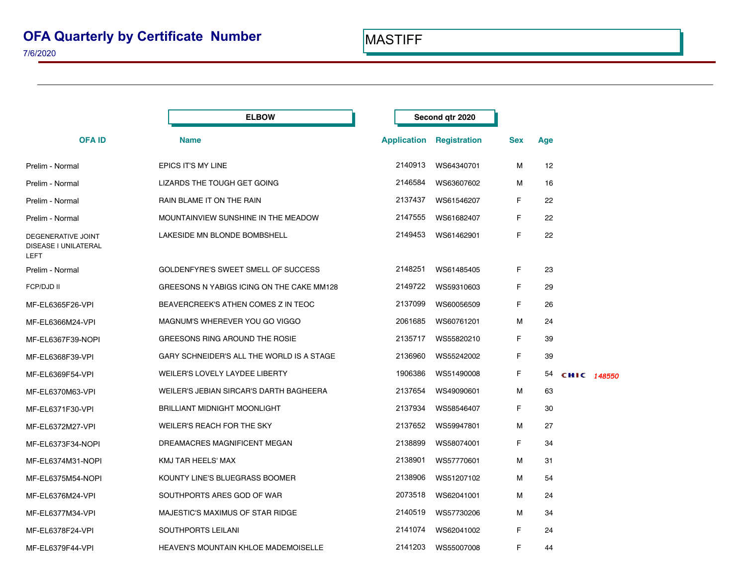# OFA Quarterly by Certificate Number

7/6/2020

MASTIFF

**ELBOW** — **Second qtr 2020**

| OFA ID | Name | Application | Registration | Sex | Age | |
|---|---|---|---|---|---|---|
| Prelim - Normal | EPICS IT'S MY LINE | 2140913 | WS64340701 | M | 12 | |
| Prelim - Normal | LIZARDS THE TOUGH GET GOING | 2146584 | WS63607602 | M | 16 | |
| Prelim - Normal | RAIN BLAME IT ON THE RAIN | 2137437 | WS61546207 | F | 22 | |
| Prelim - Normal | MOUNTAINVIEW SUNSHINE IN THE MEADOW | 2147555 | WS61682407 | F | 22 | |
| DEGENERATIVE JOINT DISEASE I UNILATERAL LEFT | LAKESIDE MN BLONDE BOMBSHELL | 2149453 | WS61462901 | F | 22 | |
| Prelim - Normal | GOLDENFYRE'S SWEET SMELL OF SUCCESS | 2148251 | WS61485405 | F | 23 | |
| FCP/DJD II | GREESONS N YABIGS ICING ON THE CAKE MM128 | 2149722 | WS59310603 | F | 29 | |
| MF-EL6365F26-VPI | BEAVERCREEK'S ATHEN COMES Z IN TEOC | 2137099 | WS60056509 | F | 26 | |
| MF-EL6366M24-VPI | MAGNUM'S WHEREVER YOU GO VIGGO | 2061685 | WS60761201 | M | 24 | |
| MF-EL6367F39-NOPI | GREESONS RING AROUND THE ROSIE | 2135717 | WS55820210 | F | 39 | |
| MF-EL6368F39-VPI | GARY SCHNEIDER'S ALL THE WORLD IS A STAGE | 2136960 | WS55242002 | F | 39 | |
| MF-EL6369F54-VPI | WEILER'S LOVELY LAYDEE LIBERTY | 1906386 | WS51490008 | F | 54 | CHIC 148550 |
| MF-EL6370M63-VPI | WEILER'S JEBIAN SIRCAR'S DARTH BAGHEERA | 2137654 | WS49090601 | M | 63 | |
| MF-EL6371F30-VPI | BRILLIANT MIDNIGHT MOONLIGHT | 2137934 | WS58546407 | F | 30 | |
| MF-EL6372M27-VPI | WEILER'S REACH FOR THE SKY | 2137652 | WS59947801 | M | 27 | |
| MF-EL6373F34-NOPI | DREAMACRES MAGNIFICENT MEGAN | 2138899 | WS58074001 | F | 34 | |
| MF-EL6374M31-NOPI | KMJ TAR HEELS' MAX | 2138901 | WS57770601 | M | 31 | |
| MF-EL6375M54-NOPI | KOUNTY LINE'S BLUEGRASS BOOMER | 2138906 | WS51207102 | M | 54 | |
| MF-EL6376M24-VPI | SOUTHPORTS ARES GOD OF WAR | 2073518 | WS62041001 | M | 24 | |
| MF-EL6377M34-VPI | MAJESTIC'S MAXIMUS OF STAR RIDGE | 2140519 | WS57730206 | M | 34 | |
| MF-EL6378F24-VPI | SOUTHPORTS LEILANI | 2141074 | WS62041002 | F | 24 | |
| MF-EL6379F44-VPI | HEAVEN'S MOUNTAIN KHLOE MADEMOISELLE | 2141203 | WS55007008 | F | 44 | |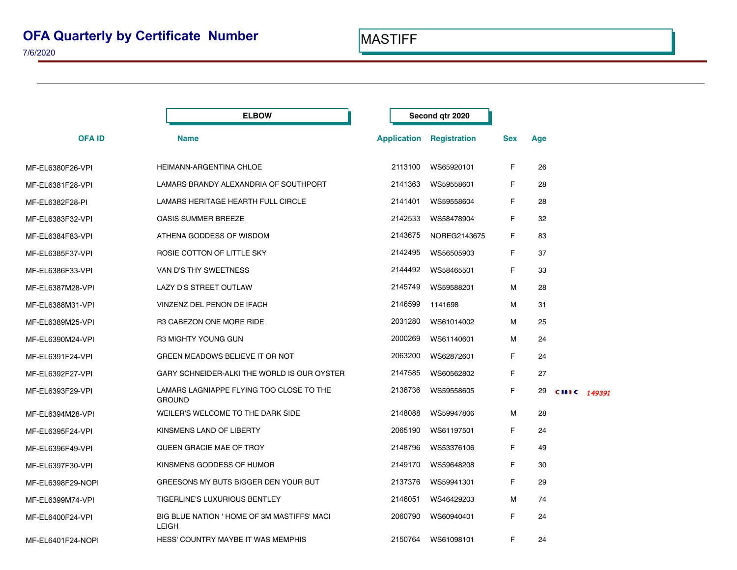# OFA Quarterly by Certificate Number

7/6/2020

MASTIFF

**ELBOW** | **Second qtr 2020**

| OFA ID | Name | Application | Registration | Sex | Age | |
|---|---|---|---|---|---|---|
| MF-EL6380F26-VPI | HEIMANN-ARGENTINA CHLOE | 2113100 | WS65920101 | F | 26 | |
| MF-EL6381F28-VPI | LAMARS BRANDY ALEXANDRIA OF SOUTHPORT | 2141363 | WS59558601 | F | 28 | |
| MF-EL6382F28-PI | LAMARS HERITAGE HEARTH FULL CIRCLE | 2141401 | WS59558604 | F | 28 | |
| MF-EL6383F32-VPI | OASIS SUMMER BREEZE | 2142533 | WS58478904 | F | 32 | |
| MF-EL6384F83-VPI | ATHENA GODDESS OF WISDOM | 2143675 | NOREG2143675 | F | 83 | |
| MF-EL6385F37-VPI | ROSIE COTTON OF LITTLE SKY | 2142495 | WS56505903 | F | 37 | |
| MF-EL6386F33-VPI | VAN D'S THY SWEETNESS | 2144492 | WS58465501 | F | 33 | |
| MF-EL6387M28-VPI | LAZY D'S STREET OUTLAW | 2145749 | WS59588201 | M | 28 | |
| MF-EL6388M31-VPI | VINZENZ DEL PENON DE IFACH | 2146599 | 1141698 | M | 31 | |
| MF-EL6389M25-VPI | R3 CABEZON ONE MORE RIDE | 2031280 | WS61014002 | M | 25 | |
| MF-EL6390M24-VPI | R3 MIGHTY YOUNG GUN | 2000269 | WS61140601 | M | 24 | |
| MF-EL6391F24-VPI | GREEN MEADOWS BELIEVE IT OR NOT | 2063200 | WS62872601 | F | 24 | |
| MF-EL6392F27-VPI | GARY SCHNEIDER-ALKI THE WORLD IS OUR OYSTER | 2147585 | WS60562802 | F | 27 | |
| MF-EL6393F29-VPI | LAMARS LAGNIAPPE FLYING TOO CLOSE TO THE GROUND | 2136736 | WS59558605 | F | 29 | CHIC 149391 |
| MF-EL6394M28-VPI | WEILER'S WELCOME TO THE DARK SIDE | 2148088 | WS59947806 | M | 28 | |
| MF-EL6395F24-VPI | KINSMENS LAND OF LIBERTY | 2065190 | WS61197501 | F | 24 | |
| MF-EL6396F49-VPI | QUEEN GRACIE MAE OF TROY | 2148796 | WS53376106 | F | 49 | |
| MF-EL6397F30-VPI | KINSMENS GODDESS OF HUMOR | 2149170 | WS59648208 | F | 30 | |
| MF-EL6398F29-NOPI | GREESONS MY BUTS BIGGER DEN YOUR BUT | 2137376 | WS59941301 | F | 29 | |
| MF-EL6399M74-VPI | TIGERLINE'S LUXURIOUS BENTLEY | 2146051 | WS46429203 | M | 74 | |
| MF-EL6400F24-VPI | BIG BLUE NATION ' HOME OF 3M MASTIFFS' MACI LEIGH | 2060790 | WS60940401 | F | 24 | |
| MF-EL6401F24-NOPI | HESS' COUNTRY MAYBE IT WAS MEMPHIS | 2150764 | WS61098101 | F | 24 | |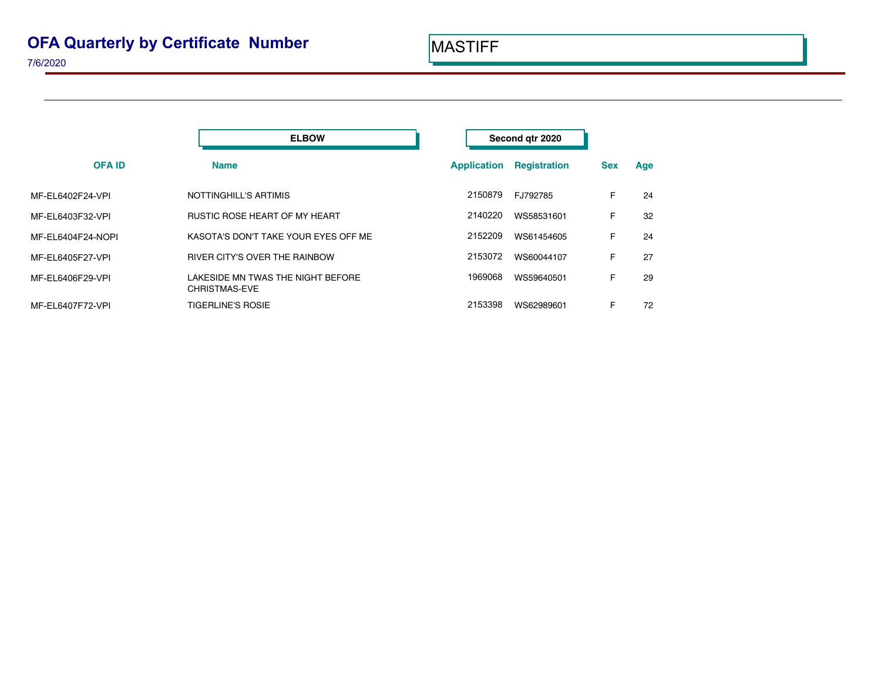# OFA Quarterly by Certificate Number

7/6/2020

MASTIFF

**ELBOW** — **Second qtr 2020**

| OFA ID | Name | Application | Registration | Sex | Age |
|---|---|---|---|---|---|
| MF-EL6402F24-VPI | NOTTINGHILL'S ARTIMIS | 2150879 | FJ792785 | F | 24 |
| MF-EL6403F32-VPI | RUSTIC ROSE HEART OF MY HEART | 2140220 | WS58531601 | F | 32 |
| MF-EL6404F24-NOPI | KASOTA'S DON'T TAKE YOUR EYES OFF ME | 2152209 | WS61454605 | F | 24 |
| MF-EL6405F27-VPI | RIVER CITY'S OVER THE RAINBOW | 2153072 | WS60044107 | F | 27 |
| MF-EL6406F29-VPI | LAKESIDE MN TWAS THE NIGHT BEFORE CHRISTMAS-EVE | 1969068 | WS59640501 | F | 29 |
| MF-EL6407F72-VPI | TIGERLINE'S ROSIE | 2153398 | WS62989601 | F | 72 |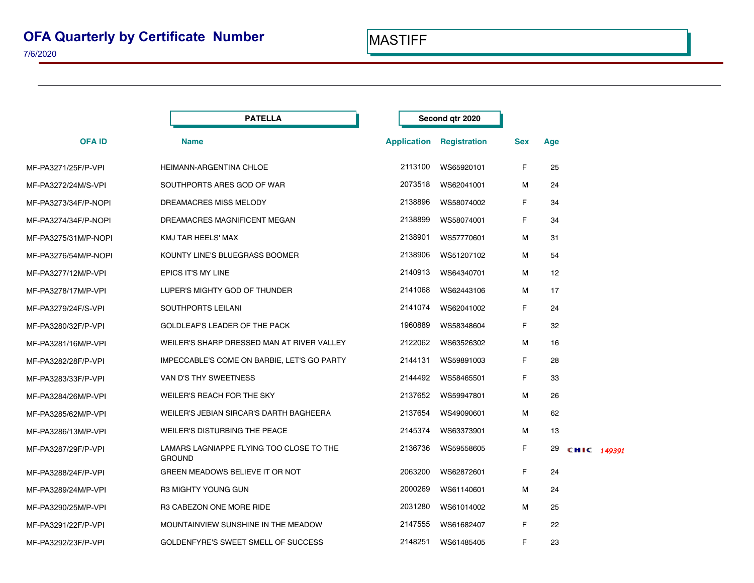# OFA Quarterly by Certificate Number

7/6/2020

MASTIFF

| OFA ID | Name | Application | Registration | Sex | Age | |
|---|---|---|---|---|---|---|
| | **PATELLA** | **Second qtr 2020** | | | | |
| MF-PA3271/25F/P-VPI | HEIMANN-ARGENTINA CHLOE | 2113100 | WS65920101 | F | 25 | |
| MF-PA3272/24M/S-VPI | SOUTHPORTS ARES GOD OF WAR | 2073518 | WS62041001 | M | 24 | |
| MF-PA3273/34F/P-NOPI | DREAMACRES MISS MELODY | 2138896 | WS58074002 | F | 34 | |
| MF-PA3274/34F/P-NOPI | DREAMACRES MAGNIFICENT MEGAN | 2138899 | WS58074001 | F | 34 | |
| MF-PA3275/31M/P-NOPI | KMJ TAR HEELS' MAX | 2138901 | WS57770601 | M | 31 | |
| MF-PA3276/54M/P-NOPI | KOUNTY LINE'S BLUEGRASS BOOMER | 2138906 | WS51207102 | M | 54 | |
| MF-PA3277/12M/P-VPI | EPICS IT'S MY LINE | 2140913 | WS64340701 | M | 12 | |
| MF-PA3278/17M/P-VPI | LUPER'S MIGHTY GOD OF THUNDER | 2141068 | WS62443106 | M | 17 | |
| MF-PA3279/24F/S-VPI | SOUTHPORTS LEILANI | 2141074 | WS62041002 | F | 24 | |
| MF-PA3280/32F/P-VPI | GOLDLEAF'S LEADER OF THE PACK | 1960889 | WS58348604 | F | 32 | |
| MF-PA3281/16M/P-VPI | WEILER'S SHARP DRESSED MAN AT RIVER VALLEY | 2122062 | WS63526302 | M | 16 | |
| MF-PA3282/28F/P-VPI | IMPECCABLE'S COME ON BARBIE, LET'S GO PARTY | 2144131 | WS59891003 | F | 28 | |
| MF-PA3283/33F/P-VPI | VAN D'S THY SWEETNESS | 2144492 | WS58465501 | F | 33 | |
| MF-PA3284/26M/P-VPI | WEILER'S REACH FOR THE SKY | 2137652 | WS59947801 | M | 26 | |
| MF-PA3285/62M/P-VPI | WEILER'S JEBIAN SIRCAR'S DARTH BAGHEERA | 2137654 | WS49090601 | M | 62 | |
| MF-PA3286/13M/P-VPI | WEILER'S DISTURBING THE PEACE | 2145374 | WS63373901 | M | 13 | |
| MF-PA3287/29F/P-VPI | LAMARS LAGNIAPPE FLYING TOO CLOSE TO THE GROUND | 2136736 | WS59558605 | F | 29 | CHIC *149391* |
| MF-PA3288/24F/P-VPI | GREEN MEADOWS BELIEVE IT OR NOT | 2063200 | WS62872601 | F | 24 | |
| MF-PA3289/24M/P-VPI | R3 MIGHTY YOUNG GUN | 2000269 | WS61140601 | M | 24 | |
| MF-PA3290/25M/P-VPI | R3 CABEZON ONE MORE RIDE | 2031280 | WS61014002 | M | 25 | |
| MF-PA3291/22F/P-VPI | MOUNTAINVIEW SUNSHINE IN THE MEADOW | 2147555 | WS61682407 | F | 22 | |
| MF-PA3292/23F/P-VPI | GOLDENFYRE'S SWEET SMELL OF SUCCESS | 2148251 | WS61485405 | F | 23 | |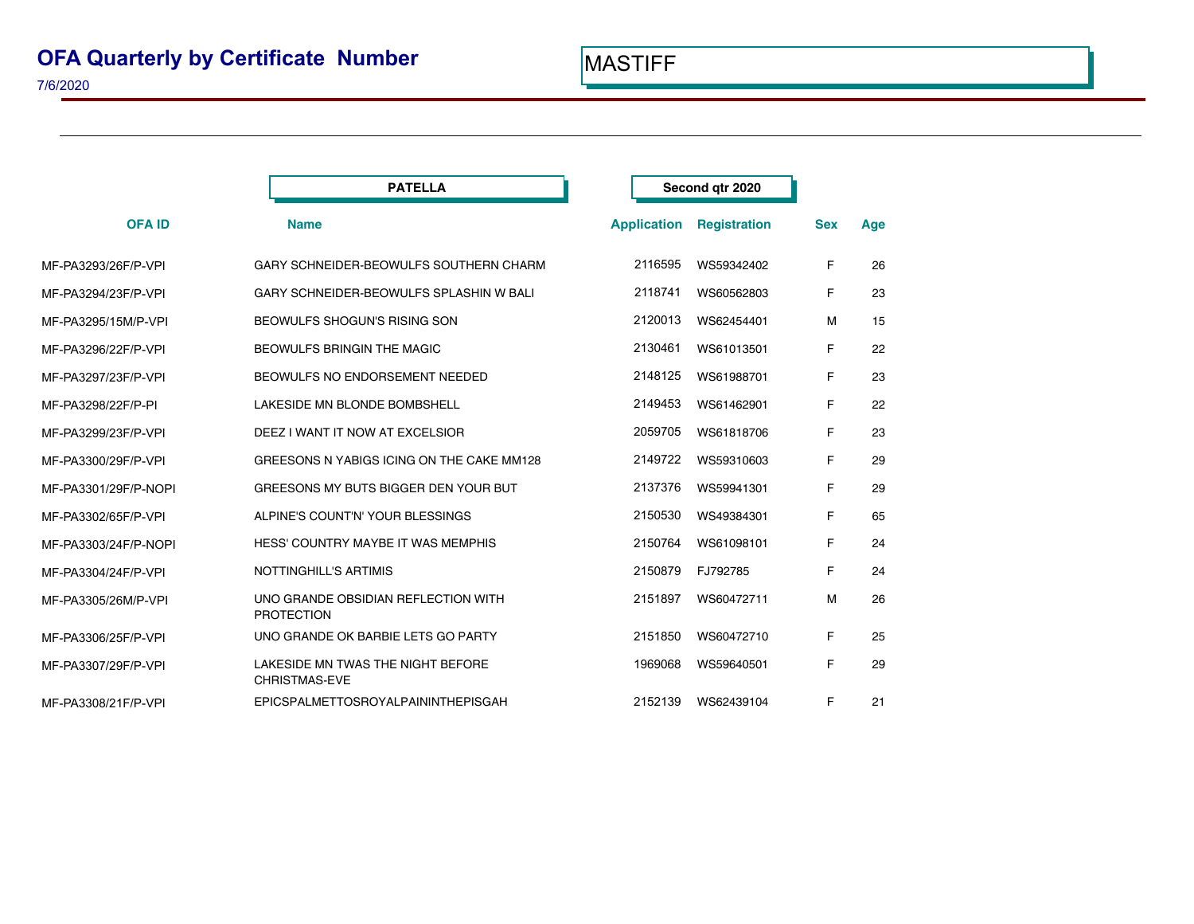# OFA Quarterly by Certificate Number

7/6/2020

MASTIFF

**PATELLA** | **Second qtr 2020**

| OFA ID | Name | Application | Registration | Sex | Age |
|---|---|---|---|---|---|
| MF-PA3293/26F/P-VPI | GARY SCHNEIDER-BEOWULFS SOUTHERN CHARM | 2116595 | WS59342402 | F | 26 |
| MF-PA3294/23F/P-VPI | GARY SCHNEIDER-BEOWULFS SPLASHIN W BALI | 2118741 | WS60562803 | F | 23 |
| MF-PA3295/15M/P-VPI | BEOWULFS SHOGUN'S RISING SON | 2120013 | WS62454401 | M | 15 |
| MF-PA3296/22F/P-VPI | BEOWULFS BRINGIN THE MAGIC | 2130461 | WS61013501 | F | 22 |
| MF-PA3297/23F/P-VPI | BEOWULFS NO ENDORSEMENT NEEDED | 2148125 | WS61988701 | F | 23 |
| MF-PA3298/22F/P-PI | LAKESIDE MN BLONDE BOMBSHELL | 2149453 | WS61462901 | F | 22 |
| MF-PA3299/23F/P-VPI | DEEZ I WANT IT NOW AT EXCELSIOR | 2059705 | WS61818706 | F | 23 |
| MF-PA3300/29F/P-VPI | GREESONS N YABIGS ICING ON THE CAKE MM128 | 2149722 | WS59310603 | F | 29 |
| MF-PA3301/29F/P-NOPI | GREESONS MY BUTS BIGGER DEN YOUR BUT | 2137376 | WS59941301 | F | 29 |
| MF-PA3302/65F/P-VPI | ALPINE'S COUNT'N' YOUR BLESSINGS | 2150530 | WS49384301 | F | 65 |
| MF-PA3303/24F/P-NOPI | HESS' COUNTRY MAYBE IT WAS MEMPHIS | 2150764 | WS61098101 | F | 24 |
| MF-PA3304/24F/P-VPI | NOTTINGHILL'S ARTIMIS | 2150879 | FJ792785 | F | 24 |
| MF-PA3305/26M/P-VPI | UNO GRANDE OBSIDIAN REFLECTION WITH PROTECTION | 2151897 | WS60472711 | M | 26 |
| MF-PA3306/25F/P-VPI | UNO GRANDE OK BARBIE LETS GO PARTY | 2151850 | WS60472710 | F | 25 |
| MF-PA3307/29F/P-VPI | LAKESIDE MN TWAS THE NIGHT BEFORE CHRISTMAS-EVE | 1969068 | WS59640501 | F | 29 |
| MF-PA3308/21F/P-VPI | EPICSPALMETTOSROYALPAININTHEPISGAH | 2152139 | WS62439104 | F | 21 |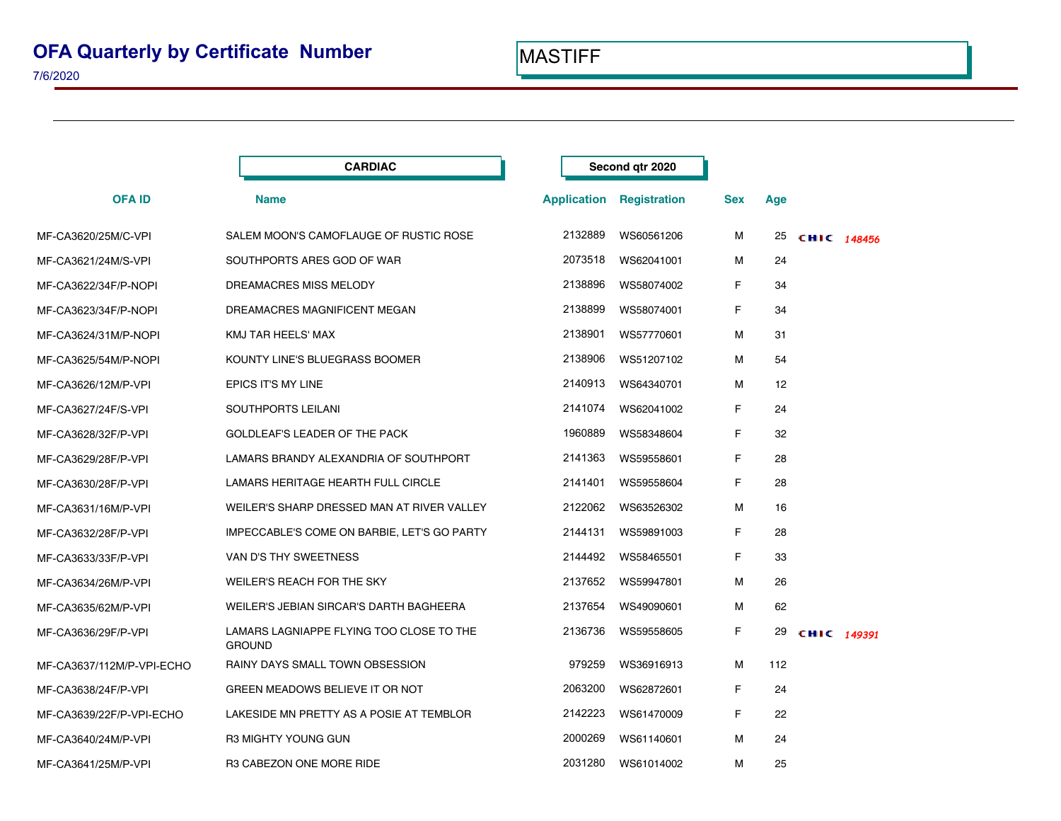# OFA Quarterly by Certificate Number

7/6/2020

MASTIFF

**CARDIAC** **Second qtr 2020**

| OFA ID | Name | Application | Registration | Sex | Age | |
|---|---|---|---|---|---|---|
| MF-CA3620/25M/C-VPI | SALEM MOON'S CAMOFLAUGE OF RUSTIC ROSE | 2132889 | WS60561206 | M | 25 | CHIC 148456 |
| MF-CA3621/24M/S-VPI | SOUTHPORTS ARES GOD OF WAR | 2073518 | WS62041001 | M | 24 | |
| MF-CA3622/34F/P-NOPI | DREAMACRES MISS MELODY | 2138896 | WS58074002 | F | 34 | |
| MF-CA3623/34F/P-NOPI | DREAMACRES MAGNIFICENT MEGAN | 2138899 | WS58074001 | F | 34 | |
| MF-CA3624/31M/P-NOPI | KMJ TAR HEELS' MAX | 2138901 | WS57770601 | M | 31 | |
| MF-CA3625/54M/P-NOPI | KOUNTY LINE'S BLUEGRASS BOOMER | 2138906 | WS51207102 | M | 54 | |
| MF-CA3626/12M/P-VPI | EPICS IT'S MY LINE | 2140913 | WS64340701 | M | 12 | |
| MF-CA3627/24F/S-VPI | SOUTHPORTS LEILANI | 2141074 | WS62041002 | F | 24 | |
| MF-CA3628/32F/P-VPI | GOLDLEAF'S LEADER OF THE PACK | 1960889 | WS58348604 | F | 32 | |
| MF-CA3629/28F/P-VPI | LAMARS BRANDY ALEXANDRIA OF SOUTHPORT | 2141363 | WS59558601 | F | 28 | |
| MF-CA3630/28F/P-VPI | LAMARS HERITAGE HEARTH FULL CIRCLE | 2141401 | WS59558604 | F | 28 | |
| MF-CA3631/16M/P-VPI | WEILER'S SHARP DRESSED MAN AT RIVER VALLEY | 2122062 | WS63526302 | M | 16 | |
| MF-CA3632/28F/P-VPI | IMPECCABLE'S COME ON BARBIE, LET'S GO PARTY | 2144131 | WS59891003 | F | 28 | |
| MF-CA3633/33F/P-VPI | VAN D'S THY SWEETNESS | 2144492 | WS58465501 | F | 33 | |
| MF-CA3634/26M/P-VPI | WEILER'S REACH FOR THE SKY | 2137652 | WS59947801 | M | 26 | |
| MF-CA3635/62M/P-VPI | WEILER'S JEBIAN SIRCAR'S DARTH BAGHEERA | 2137654 | WS49090601 | M | 62 | |
| MF-CA3636/29F/P-VPI | LAMARS LAGNIAPPE FLYING TOO CLOSE TO THE GROUND | 2136736 | WS59558605 | F | 29 | CHIC 149391 |
| MF-CA3637/112M/P-VPI-ECHO | RAINY DAYS SMALL TOWN OBSESSION | 979259 | WS36916913 | M | 112 | |
| MF-CA3638/24F/P-VPI | GREEN MEADOWS BELIEVE IT OR NOT | 2063200 | WS62872601 | F | 24 | |
| MF-CA3639/22F/P-VPI-ECHO | LAKESIDE MN PRETTY AS A POSIE AT TEMBLOR | 2142223 | WS61470009 | F | 22 | |
| MF-CA3640/24M/P-VPI | R3 MIGHTY YOUNG GUN | 2000269 | WS61140601 | M | 24 | |
| MF-CA3641/25M/P-VPI | R3 CABEZON ONE MORE RIDE | 2031280 | WS61014002 | M | 25 | |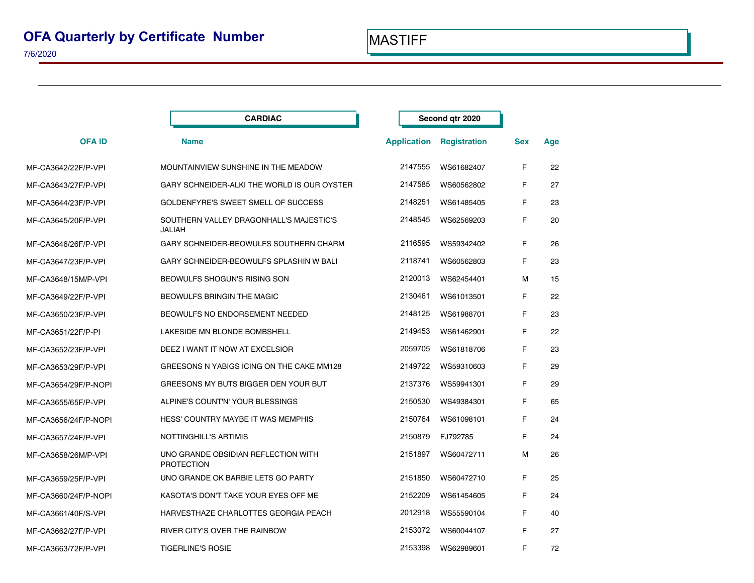# OFA Quarterly by Certificate Number

7/6/2020

MASTIFF

**CARDIAC** **Second qtr 2020**

| OFA ID | Name | Application | Registration | Sex | Age |
|---|---|---|---|---|---|
| MF-CA3642/22F/P-VPI | MOUNTAINVIEW SUNSHINE IN THE MEADOW | 2147555 | WS61682407 | F | 22 |
| MF-CA3643/27F/P-VPI | GARY SCHNEIDER-ALKI THE WORLD IS OUR OYSTER | 2147585 | WS60562802 | F | 27 |
| MF-CA3644/23F/P-VPI | GOLDENFYRE'S SWEET SMELL OF SUCCESS | 2148251 | WS61485405 | F | 23 |
| MF-CA3645/20F/P-VPI | SOUTHERN VALLEY DRAGONHALL'S MAJESTIC'S JALIAH | 2148545 | WS62569203 | F | 20 |
| MF-CA3646/26F/P-VPI | GARY SCHNEIDER-BEOWULFS SOUTHERN CHARM | 2116595 | WS59342402 | F | 26 |
| MF-CA3647/23F/P-VPI | GARY SCHNEIDER-BEOWULFS SPLASHIN W BALI | 2118741 | WS60562803 | F | 23 |
| MF-CA3648/15M/P-VPI | BEOWULFS SHOGUN'S RISING SON | 2120013 | WS62454401 | M | 15 |
| MF-CA3649/22F/P-VPI | BEOWULFS BRINGIN THE MAGIC | 2130461 | WS61013501 | F | 22 |
| MF-CA3650/23F/P-VPI | BEOWULFS NO ENDORSEMENT NEEDED | 2148125 | WS61988701 | F | 23 |
| MF-CA3651/22F/P-PI | LAKESIDE MN BLONDE BOMBSHELL | 2149453 | WS61462901 | F | 22 |
| MF-CA3652/23F/P-VPI | DEEZ I WANT IT NOW AT EXCELSIOR | 2059705 | WS61818706 | F | 23 |
| MF-CA3653/29F/P-VPI | GREESONS N YABIGS ICING ON THE CAKE MM128 | 2149722 | WS59310603 | F | 29 |
| MF-CA3654/29F/P-NOPI | GREESONS MY BUTS BIGGER DEN YOUR BUT | 2137376 | WS59941301 | F | 29 |
| MF-CA3655/65F/P-VPI | ALPINE'S COUNT'N' YOUR BLESSINGS | 2150530 | WS49384301 | F | 65 |
| MF-CA3656/24F/P-NOPI | HESS' COUNTRY MAYBE IT WAS MEMPHIS | 2150764 | WS61098101 | F | 24 |
| MF-CA3657/24F/P-VPI | NOTTINGHILL'S ARTIMIS | 2150879 | FJ792785 | F | 24 |
| MF-CA3658/26M/P-VPI | UNO GRANDE OBSIDIAN REFLECTION WITH PROTECTION | 2151897 | WS60472711 | M | 26 |
| MF-CA3659/25F/P-VPI | UNO GRANDE OK BARBIE LETS GO PARTY | 2151850 | WS60472710 | F | 25 |
| MF-CA3660/24F/P-NOPI | KASOTA'S DON'T TAKE YOUR EYES OFF ME | 2152209 | WS61454605 | F | 24 |
| MF-CA3661/40F/S-VPI | HARVESTHAZE CHARLOTTES GEORGIA PEACH | 2012918 | WS55590104 | F | 40 |
| MF-CA3662/27F/P-VPI | RIVER CITY'S OVER THE RAINBOW | 2153072 | WS60044107 | F | 27 |
| MF-CA3663/72F/P-VPI | TIGERLINE'S ROSIE | 2153398 | WS62989601 | F | 72 |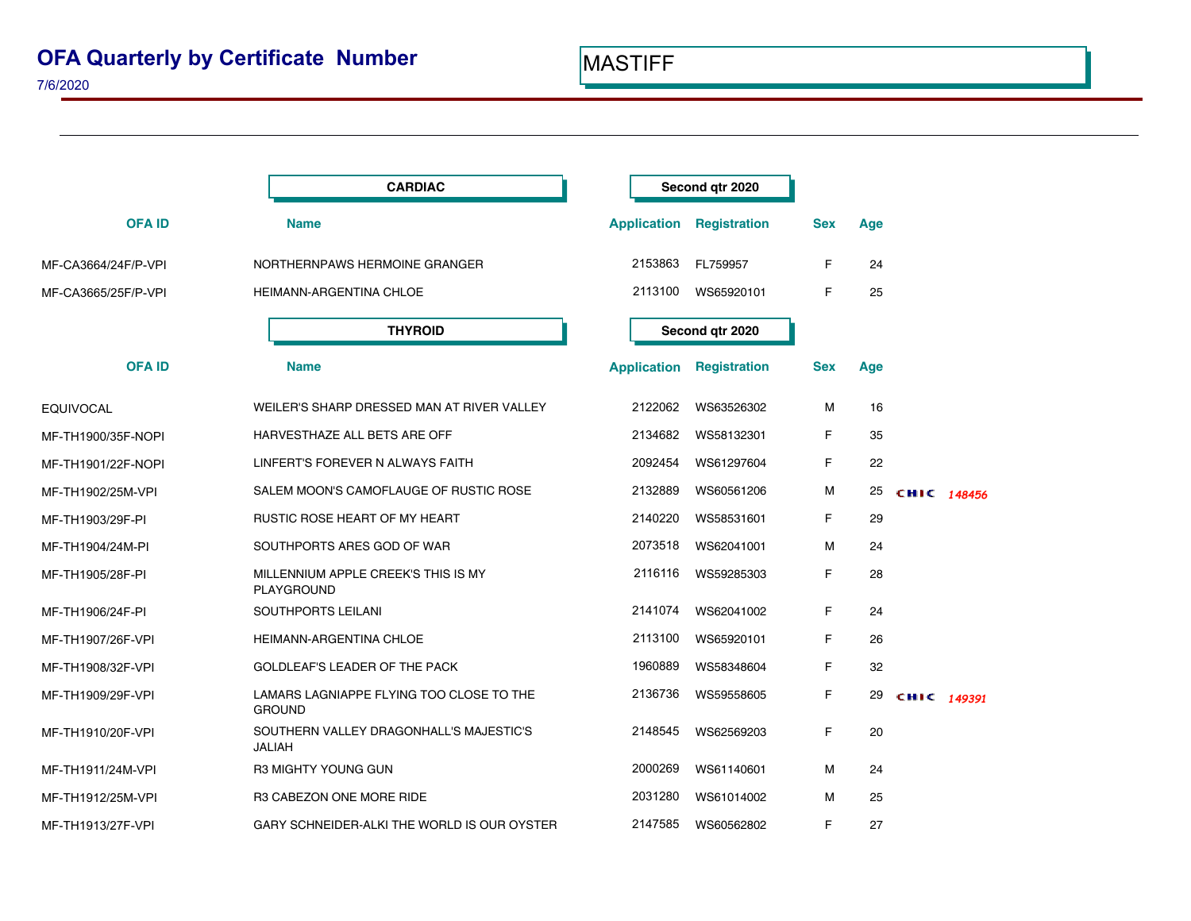# OFA Quarterly by Certificate Number

7/6/2020

MASTIFF

## CARDIAC — Second qtr 2020

| OFA ID | Name | Application | Registration | Sex | Age | |
|---|---|---|---|---|---|---|
| MF-CA3664/24F/P-VPI | NORTHERNPAWS HERMOINE GRANGER | 2153863 | FL759957 | F | 24 | |
| MF-CA3665/25F/P-VPI | HEIMANN-ARGENTINA CHLOE | 2113100 | WS65920101 | F | 25 | |

## THYROID — Second qtr 2020

| OFA ID | Name | Application | Registration | Sex | Age | |
|---|---|---|---|---|---|---|
| EQUIVOCAL | WEILER'S SHARP DRESSED MAN AT RIVER VALLEY | 2122062 | WS63526302 | M | 16 | |
| MF-TH1900/35F-NOPI | HARVESTHAZE ALL BETS ARE OFF | 2134682 | WS58132301 | F | 35 | |
| MF-TH1901/22F-NOPI | LINFERT'S FOREVER N ALWAYS FAITH | 2092454 | WS61297604 | F | 22 | |
| MF-TH1902/25M-VPI | SALEM MOON'S CAMOFLAUGE OF RUSTIC ROSE | 2132889 | WS60561206 | M | 25 | CHIC 148456 |
| MF-TH1903/29F-PI | RUSTIC ROSE HEART OF MY HEART | 2140220 | WS58531601 | F | 29 | |
| MF-TH1904/24M-PI | SOUTHPORTS ARES GOD OF WAR | 2073518 | WS62041001 | M | 24 | |
| MF-TH1905/28F-PI | MILLENNIUM APPLE CREEK'S THIS IS MY PLAYGROUND | 2116116 | WS59285303 | F | 28 | |
| MF-TH1906/24F-PI | SOUTHPORTS LEILANI | 2141074 | WS62041002 | F | 24 | |
| MF-TH1907/26F-VPI | HEIMANN-ARGENTINA CHLOE | 2113100 | WS65920101 | F | 26 | |
| MF-TH1908/32F-VPI | GOLDLEAF'S LEADER OF THE PACK | 1960889 | WS58348604 | F | 32 | |
| MF-TH1909/29F-VPI | LAMARS LAGNIAPPE FLYING TOO CLOSE TO THE GROUND | 2136736 | WS59558605 | F | 29 | CHIC 149391 |
| MF-TH1910/20F-VPI | SOUTHERN VALLEY DRAGONHALL'S MAJESTIC'S JALIAH | 2148545 | WS62569203 | F | 20 | |
| MF-TH1911/24M-VPI | R3 MIGHTY YOUNG GUN | 2000269 | WS61140601 | M | 24 | |
| MF-TH1912/25M-VPI | R3 CABEZON ONE MORE RIDE | 2031280 | WS61014002 | M | 25 | |
| MF-TH1913/27F-VPI | GARY SCHNEIDER-ALKI THE WORLD IS OUR OYSTER | 2147585 | WS60562802 | F | 27 | |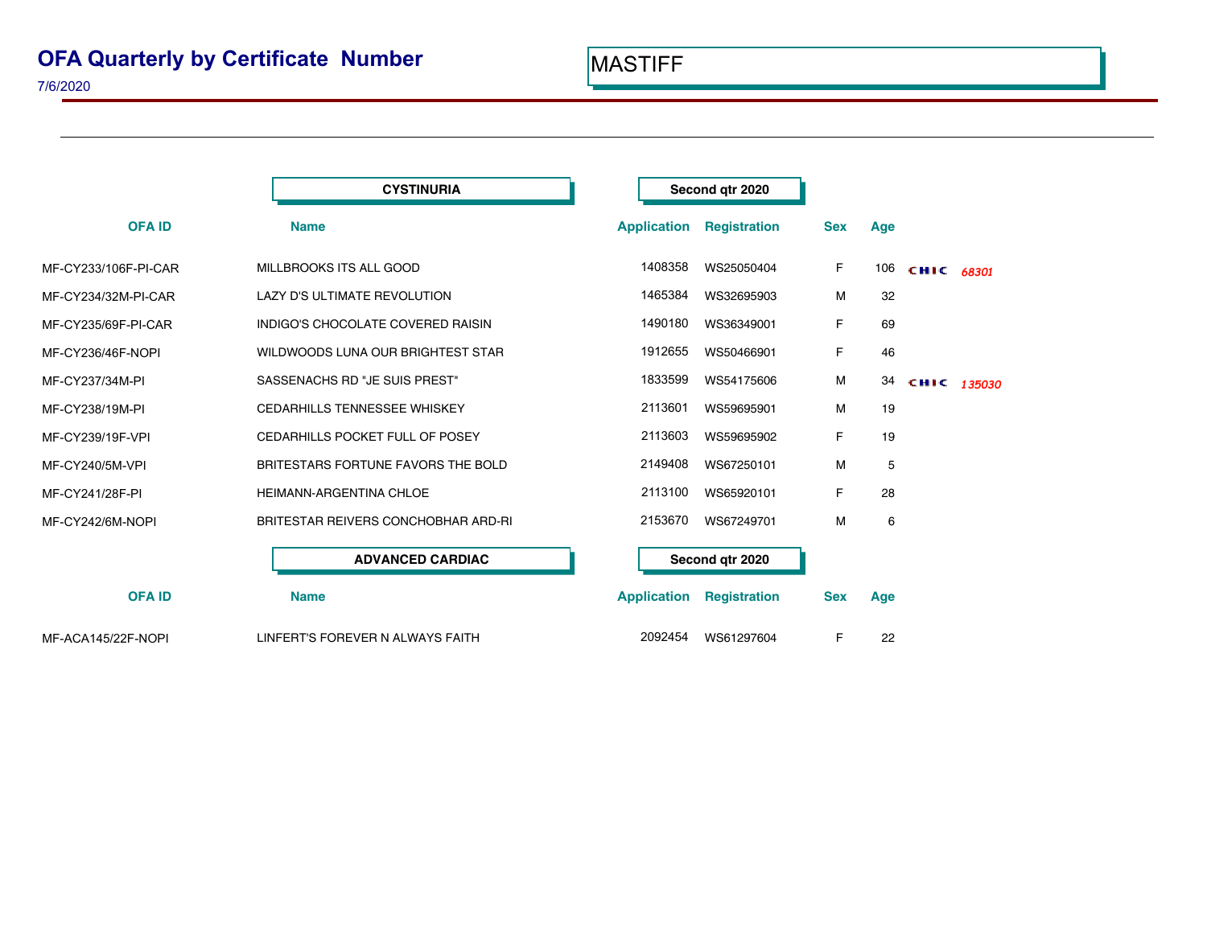# OFA Quarterly by Certificate Number

7/6/2020

MASTIFF

## CYSTINURIA — Second qtr 2020

| OFA ID | Name | Application | Registration | Sex | Age | |
|---|---|---|---|---|---|---|
| MF-CY233/106F-PI-CAR | MILLBROOKS ITS ALL GOOD | 1408358 | WS25050404 | F | 106 | CHIC *68301* |
| MF-CY234/32M-PI-CAR | LAZY D'S ULTIMATE REVOLUTION | 1465384 | WS32695903 | M | 32 | |
| MF-CY235/69F-PI-CAR | INDIGO'S CHOCOLATE COVERED RAISIN | 1490180 | WS36349001 | F | 69 | |
| MF-CY236/46F-NOPI | WILDWOODS LUNA OUR BRIGHTEST STAR | 1912655 | WS50466901 | F | 46 | |
| MF-CY237/34M-PI | SASSENACHS RD "JE SUIS PREST" | 1833599 | WS54175606 | M | 34 | CHIC *135030* |
| MF-CY238/19M-PI | CEDARHILLS TENNESSEE WHISKEY | 2113601 | WS59695901 | M | 19 | |
| MF-CY239/19F-VPI | CEDARHILLS POCKET FULL OF POSEY | 2113603 | WS59695902 | F | 19 | |
| MF-CY240/5M-VPI | BRITESTARS FORTUNE FAVORS THE BOLD | 2149408 | WS67250101 | M | 5 | |
| MF-CY241/28F-PI | HEIMANN-ARGENTINA CHLOE | 2113100 | WS65920101 | F | 28 | |
| MF-CY242/6M-NOPI | BRITESTAR REIVERS CONCHOBHAR ARD-RI | 2153670 | WS67249701 | M | 6 | |

## ADVANCED CARDIAC — Second qtr 2020

| OFA ID | Name | Application | Registration | Sex | Age |
|---|---|---|---|---|---|
| MF-ACA145/22F-NOPI | LINFERT'S FOREVER N ALWAYS FAITH | 2092454 | WS61297604 | F | 22 |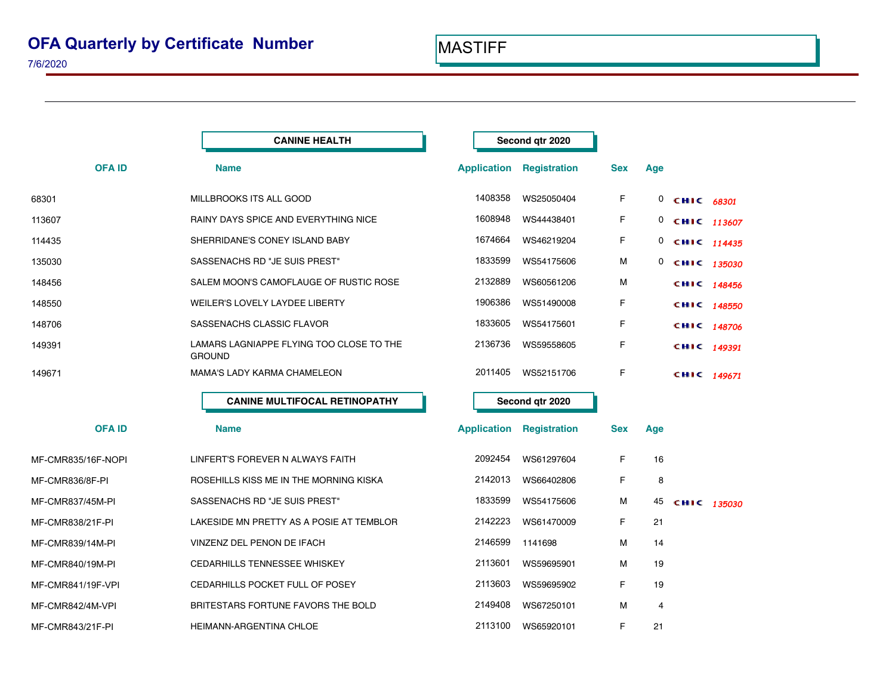# OFA Quarterly by Certificate Number

7/6/2020

MASTIFF

## CANINE HEALTH — Second qtr 2020

| OFA ID | Name | Application | Registration | Sex | Age | |
|---|---|---|---|---|---|---|
| 68301 | MILLBROOKS ITS ALL GOOD | 1408358 | WS25050404 | F | 0 | CHIC *68301* |
| 113607 | RAINY DAYS SPICE AND EVERYTHING NICE | 1608948 | WS44438401 | F | 0 | CHIC *113607* |
| 114435 | SHERRIDANE'S CONEY ISLAND BABY | 1674664 | WS46219204 | F | 0 | CHIC *114435* |
| 135030 | SASSENACHS RD "JE SUIS PREST" | 1833599 | WS54175606 | M | 0 | CHIC *135030* |
| 148456 | SALEM MOON'S CAMOFLAUGE OF RUSTIC ROSE | 2132889 | WS60561206 | M | | CHIC *148456* |
| 148550 | WEILER'S LOVELY LAYDEE LIBERTY | 1906386 | WS51490008 | F | | CHIC *148550* |
| 148706 | SASSENACHS CLASSIC FLAVOR | 1833605 | WS54175601 | F | | CHIC *148706* |
| 149391 | LAMARS LAGNIAPPE FLYING TOO CLOSE TO THE GROUND | 2136736 | WS59558605 | F | | CHIC *149391* |
| 149671 | MAMA'S LADY KARMA CHAMELEON | 2011405 | WS52151706 | F | | CHIC *149671* |

## CANINE MULTIFOCAL RETINOPATHY — Second qtr 2020

| OFA ID | Name | Application | Registration | Sex | Age | |
|---|---|---|---|---|---|---|
| MF-CMR835/16F-NOPI | LINFERT'S FOREVER N ALWAYS FAITH | 2092454 | WS61297604 | F | 16 | |
| MF-CMR836/8F-PI | ROSEHILLS KISS ME IN THE MORNING KISKA | 2142013 | WS66402806 | F | 8 | |
| MF-CMR837/45M-PI | SASSENACHS RD "JE SUIS PREST" | 1833599 | WS54175606 | M | 45 | CHIC *135030* |
| MF-CMR838/21F-PI | LAKESIDE MN PRETTY AS A POSIE AT TEMBLOR | 2142223 | WS61470009 | F | 21 | |
| MF-CMR839/14M-PI | VINZENZ DEL PENON DE IFACH | 2146599 | 1141698 | M | 14 | |
| MF-CMR840/19M-PI | CEDARHILLS TENNESSEE WHISKEY | 2113601 | WS59695901 | M | 19 | |
| MF-CMR841/19F-VPI | CEDARHILLS POCKET FULL OF POSEY | 2113603 | WS59695902 | F | 19 | |
| MF-CMR842/4M-VPI | BRITESTARS FORTUNE FAVORS THE BOLD | 2149408 | WS67250101 | M | 4 | |
| MF-CMR843/21F-PI | HEIMANN-ARGENTINA CHLOE | 2113100 | WS65920101 | F | 21 | |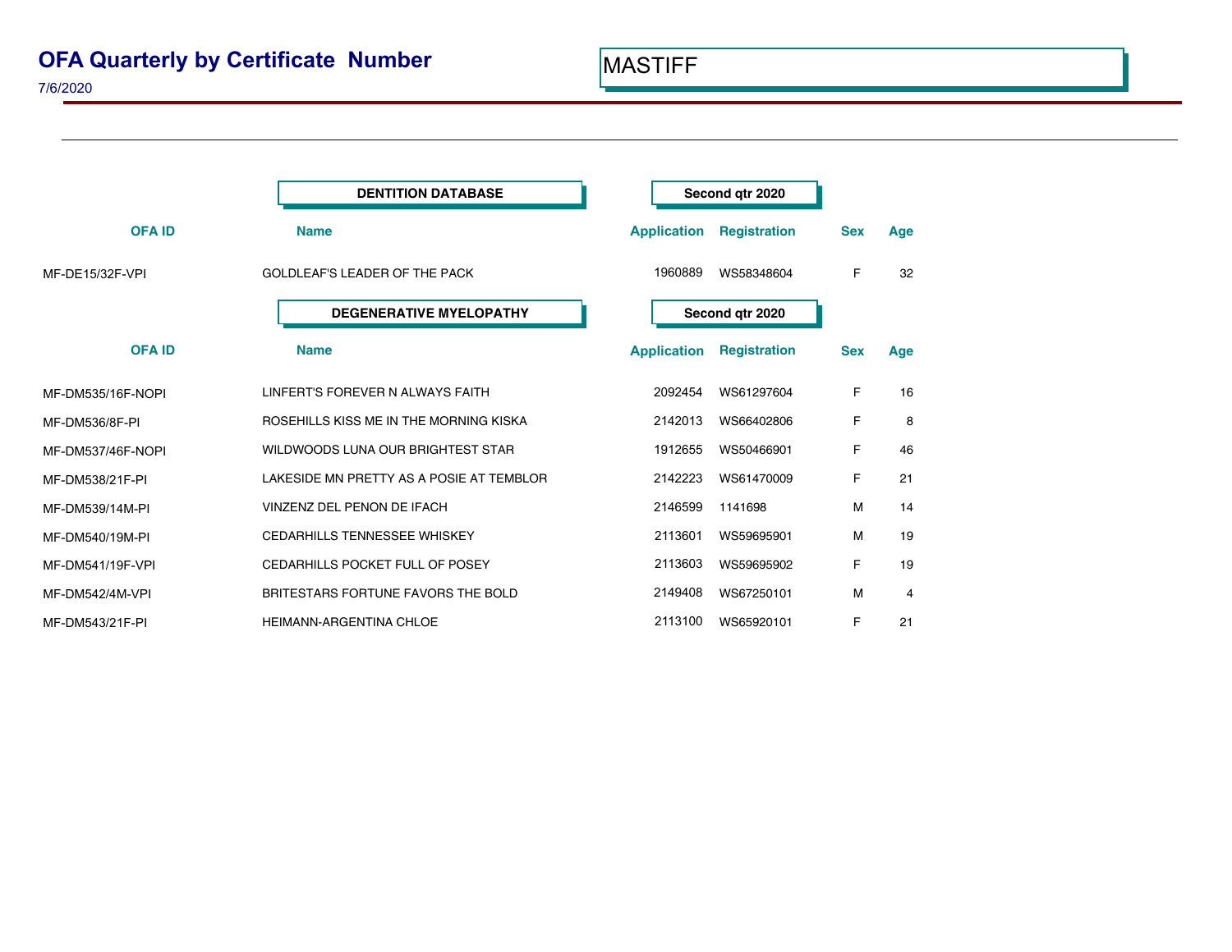# OFA Quarterly by Certificate Number

7/6/2020

MASTIFF

**DENTITION DATABASE** — **Second qtr 2020**

| OFA ID | Name | Application | Registration | Sex | Age |
|---|---|---|---|---|---|
| MF-DE15/32F-VPI | GOLDLEAF'S LEADER OF THE PACK | 1960889 | WS58348604 | F | 32 |

**DEGENERATIVE MYELOPATHY** — **Second qtr 2020**

| OFA ID | Name | Application | Registration | Sex | Age |
|---|---|---|---|---|---|
| MF-DM535/16F-NOPI | LINFERT'S FOREVER N ALWAYS FAITH | 2092454 | WS61297604 | F | 16 |
| MF-DM536/8F-PI | ROSEHILLS KISS ME IN THE MORNING KISKA | 2142013 | WS66402806 | F | 8 |
| MF-DM537/46F-NOPI | WILDWOODS LUNA OUR BRIGHTEST STAR | 1912655 | WS50466901 | F | 46 |
| MF-DM538/21F-PI | LAKESIDE MN PRETTY AS A POSIE AT TEMBLOR | 2142223 | WS61470009 | F | 21 |
| MF-DM539/14M-PI | VINZENZ DEL PENON DE IFACH | 2146599 | 1141698 | M | 14 |
| MF-DM540/19M-PI | CEDARHILLS TENNESSEE WHISKEY | 2113601 | WS59695901 | M | 19 |
| MF-DM541/19F-VPI | CEDARHILLS POCKET FULL OF POSEY | 2113603 | WS59695902 | F | 19 |
| MF-DM542/4M-VPI | BRITESTARS FORTUNE FAVORS THE BOLD | 2149408 | WS67250101 | M | 4 |
| MF-DM543/21F-PI | HEIMANN-ARGENTINA CHLOE | 2113100 | WS65920101 | F | 21 |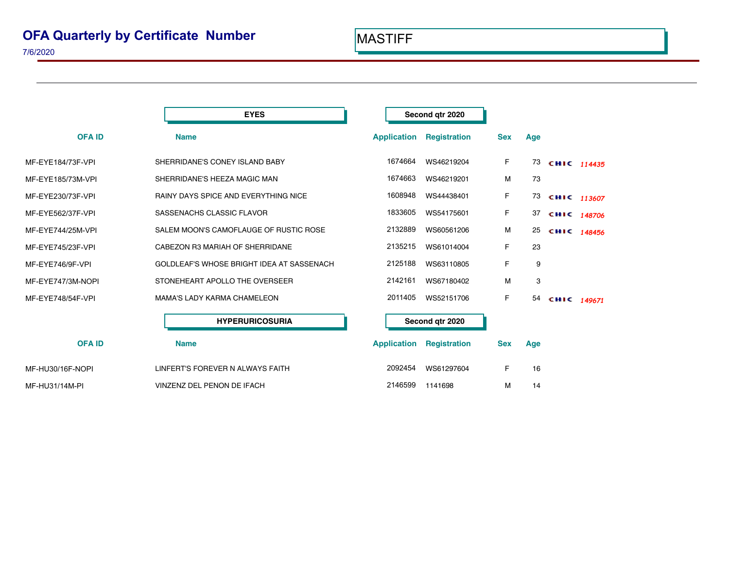# OFA Quarterly by Certificate Number

7/6/2020

MASTIFF

**EYES** — **Second qtr 2020**

| OFA ID | Name | Application | Registration | Sex | Age | | |
|---|---|---|---|---|---|---|---|
| MF-EYE184/73F-VPI | SHERRIDANE'S CONEY ISLAND BABY | 1674664 | WS46219204 | F | 73 | CHIC | *114435* |
| MF-EYE185/73M-VPI | SHERRIDANE'S HEEZA MAGIC MAN | 1674663 | WS46219201 | M | 73 | | |
| MF-EYE230/73F-VPI | RAINY DAYS SPICE AND EVERYTHING NICE | 1608948 | WS44438401 | F | 73 | CHIC | *113607* |
| MF-EYE562/37F-VPI | SASSENACHS CLASSIC FLAVOR | 1833605 | WS54175601 | F | 37 | CHIC | *148706* |
| MF-EYE744/25M-VPI | SALEM MOON'S CAMOFLAUGE OF RUSTIC ROSE | 2132889 | WS60561206 | M | 25 | CHIC | *148456* |
| MF-EYE745/23F-VPI | CABEZON R3 MARIAH OF SHERRIDANE | 2135215 | WS61014004 | F | 23 | | |
| MF-EYE746/9F-VPI | GOLDLEAF'S WHOSE BRIGHT IDEA AT SASSENACH | 2125188 | WS63110805 | F | 9 | | |
| MF-EYE747/3M-NOPI | STONEHEART APOLLO THE OVERSEER | 2142161 | WS67180402 | M | 3 | | |
| MF-EYE748/54F-VPI | MAMA'S LADY KARMA CHAMELEON | 2011405 | WS52151706 | F | 54 | CHIC | *149671* |

**HYPERURICOSURIA** — **Second qtr 2020**

| OFA ID | Name | Application | Registration | Sex | Age |
|---|---|---|---|---|---|
| MF-HU30/16F-NOPI | LINFERT'S FOREVER N ALWAYS FAITH | 2092454 | WS61297604 | F | 16 |
| MF-HU31/14M-PI | VINZENZ DEL PENON DE IFACH | 2146599 | 1141698 | M | 14 |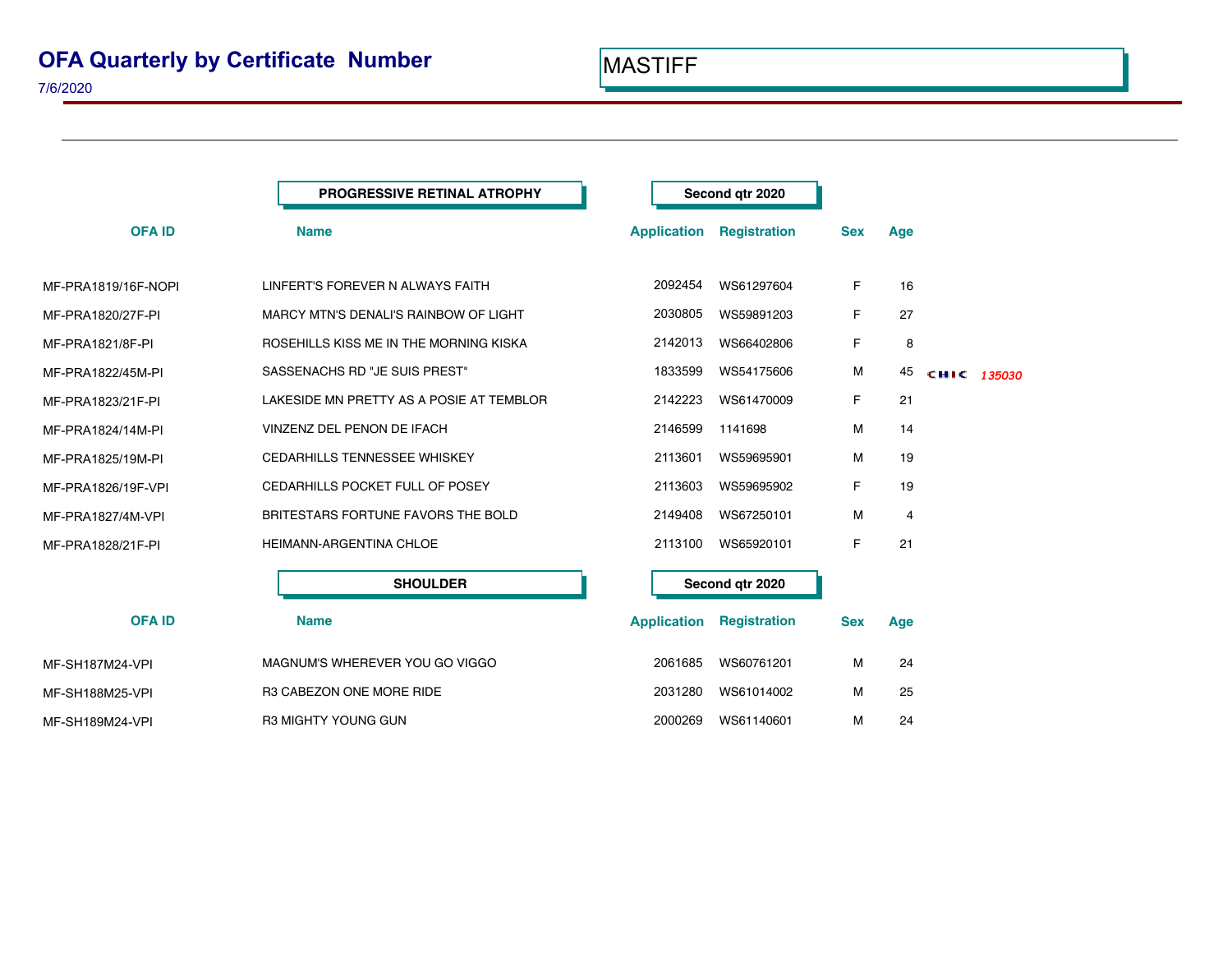# OFA Quarterly by Certificate Number

7/6/2020

MASTIFF

**PROGRESSIVE RETINAL ATROPHY** — **Second qtr 2020**

| OFA ID | Name | Application | Registration | Sex | Age | |
|---|---|---|---|---|---|---|
| MF-PRA1819/16F-NOPI | LINFERT'S FOREVER N ALWAYS FAITH | 2092454 | WS61297604 | F | 16 | |
| MF-PRA1820/27F-PI | MARCY MTN'S DENALI'S RAINBOW OF LIGHT | 2030805 | WS59891203 | F | 27 | |
| MF-PRA1821/8F-PI | ROSEHILLS KISS ME IN THE MORNING KISKA | 2142013 | WS66402806 | F | 8 | |
| MF-PRA1822/45M-PI | SASSENACHS RD "JE SUIS PREST" | 1833599 | WS54175606 | M | 45 | CHIC 135030 |
| MF-PRA1823/21F-PI | LAKESIDE MN PRETTY AS A POSIE AT TEMBLOR | 2142223 | WS61470009 | F | 21 | |
| MF-PRA1824/14M-PI | VINZENZ DEL PENON DE IFACH | 2146599 | 1141698 | M | 14 | |
| MF-PRA1825/19M-PI | CEDARHILLS TENNESSEE WHISKEY | 2113601 | WS59695901 | M | 19 | |
| MF-PRA1826/19F-VPI | CEDARHILLS POCKET FULL OF POSEY | 2113603 | WS59695902 | F | 19 | |
| MF-PRA1827/4M-VPI | BRITESTARS FORTUNE FAVORS THE BOLD | 2149408 | WS67250101 | M | 4 | |
| MF-PRA1828/21F-PI | HEIMANN-ARGENTINA CHLOE | 2113100 | WS65920101 | F | 21 | |

**SHOULDER** — **Second qtr 2020**

| OFA ID | Name | Application | Registration | Sex | Age |
|---|---|---|---|---|---|
| MF-SH187M24-VPI | MAGNUM'S WHEREVER YOU GO VIGGO | 2061685 | WS60761201 | M | 24 |
| MF-SH188M25-VPI | R3 CABEZON ONE MORE RIDE | 2031280 | WS61014002 | M | 25 |
| MF-SH189M24-VPI | R3 MIGHTY YOUNG GUN | 2000269 | WS61140601 | M | 24 |